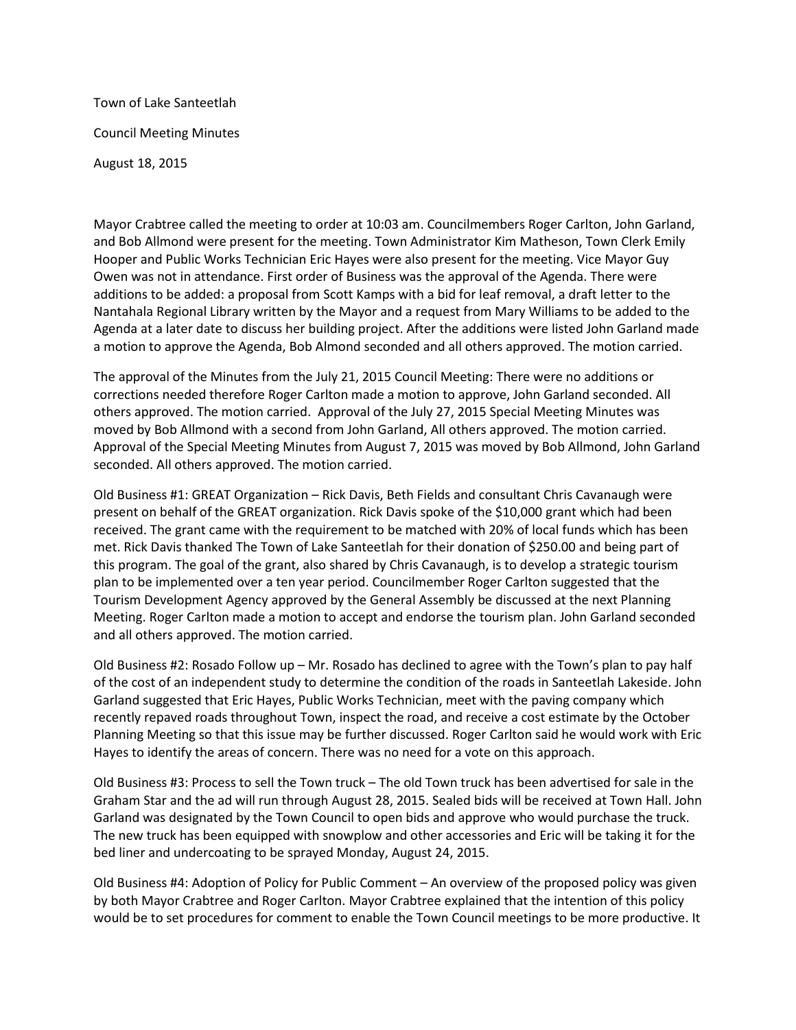Town of Lake Santeetlah

Council Meeting Minutes

August 18, 2015

Mayor Crabtree called the meeting to order at 10:03 am. Councilmembers Roger Carlton, John Garland, and Bob Allmond were present for the meeting. Town Administrator Kim Matheson, Town Clerk Emily Hooper and Public Works Technician Eric Hayes were also present for the meeting. Vice Mayor Guy Owen was not in attendance. First order of Business was the approval of the Agenda. There were additions to be added: a proposal from Scott Kamps with a bid for leaf removal, a draft letter to the Nantahala Regional Library written by the Mayor and a request from Mary Williams to be added to the Agenda at a later date to discuss her building project. After the additions were listed John Garland made a motion to approve the Agenda, Bob Almond seconded and all others approved. The motion carried.

The approval of the Minutes from the July 21, 2015 Council Meeting: There were no additions or corrections needed therefore Roger Carlton made a motion to approve, John Garland seconded. All others approved. The motion carried. Approval of the July 27, 2015 Special Meeting Minutes was moved by Bob Allmond with a second from John Garland, All others approved. The motion carried. Approval of the Special Meeting Minutes from August 7, 2015 was moved by Bob Allmond, John Garland seconded. All others approved. The motion carried.

Old Business #1: GREAT Organization – Rick Davis, Beth Fields and consultant Chris Cavanaugh were present on behalf of the GREAT organization. Rick Davis spoke of the $10,000 grant which had been received. The grant came with the requirement to be matched with 20% of local funds which has been met. Rick Davis thanked The Town of Lake Santeetlah for their donation of $250.00 and being part of this program. The goal of the grant, also shared by Chris Cavanaugh, is to develop a strategic tourism plan to be implemented over a ten year period. Councilmember Roger Carlton suggested that the Tourism Development Agency approved by the General Assembly be discussed at the next Planning Meeting. Roger Carlton made a motion to accept and endorse the tourism plan. John Garland seconded and all others approved. The motion carried.

Old Business #2: Rosado Follow up – Mr. Rosado has declined to agree with the Town's plan to pay half of the cost of an independent study to determine the condition of the roads in Santeetlah Lakeside. John Garland suggested that Eric Hayes, Public Works Technician, meet with the paving company which recently repaved roads throughout Town, inspect the road, and receive a cost estimate by the October Planning Meeting so that this issue may be further discussed. Roger Carlton said he would work with Eric Hayes to identify the areas of concern. There was no need for a vote on this approach.

Old Business #3: Process to sell the Town truck – The old Town truck has been advertised for sale in the Graham Star and the ad will run through August 28, 2015. Sealed bids will be received at Town Hall. John Garland was designated by the Town Council to open bids and approve who would purchase the truck. The new truck has been equipped with snowplow and other accessories and Eric will be taking it for the bed liner and undercoating to be sprayed Monday, August 24, 2015.

Old Business #4: Adoption of Policy for Public Comment – An overview of the proposed policy was given by both Mayor Crabtree and Roger Carlton. Mayor Crabtree explained that the intention of this policy would be to set procedures for comment to enable the Town Council meetings to be more productive. It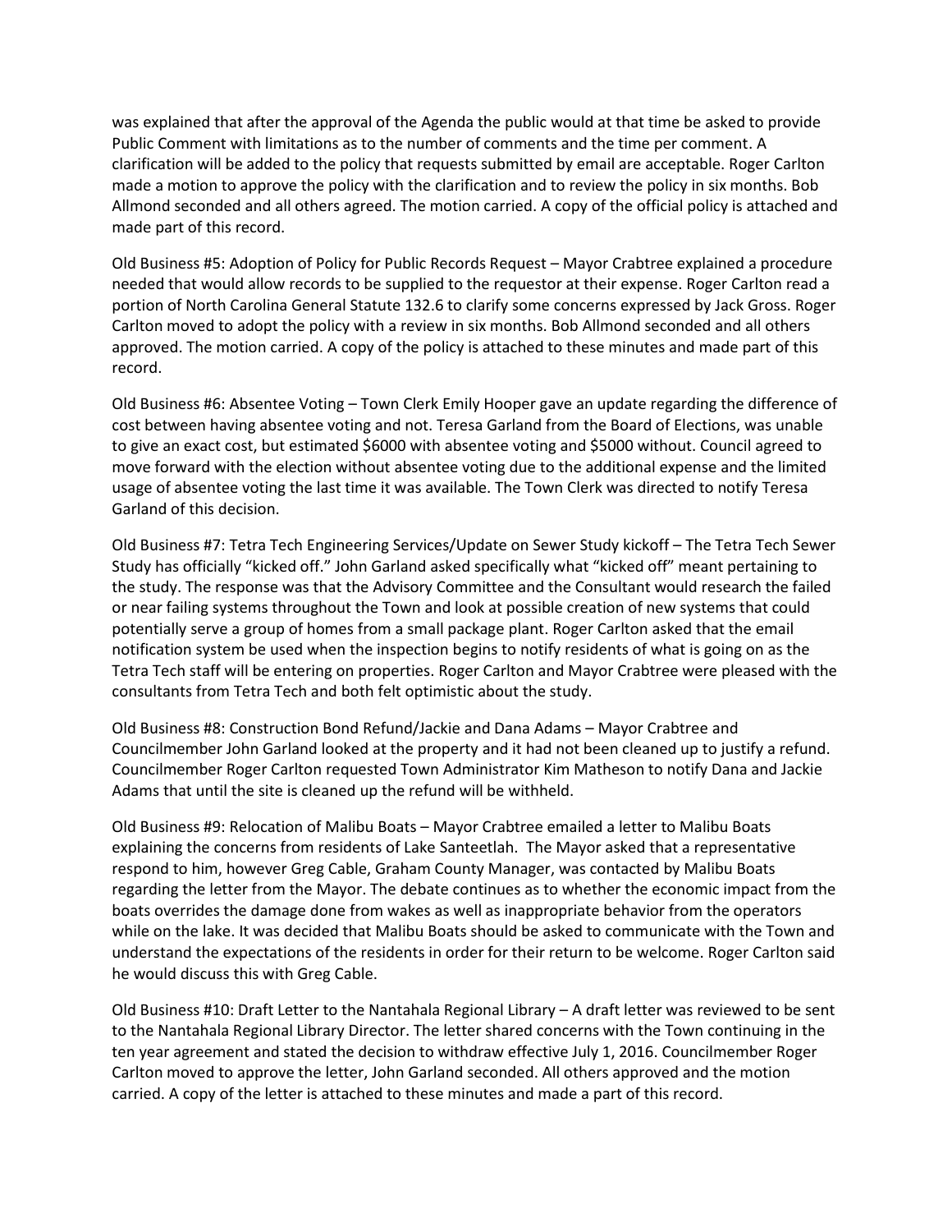was explained that after the approval of the Agenda the public would at that time be asked to provide Public Comment with limitations as to the number of comments and the time per comment. A clarification will be added to the policy that requests submitted by email are acceptable. Roger Carlton made a motion to approve the policy with the clarification and to review the policy in six months. Bob Allmond seconded and all others agreed. The motion carried. A copy of the official policy is attached and made part of this record.

Old Business #5: Adoption of Policy for Public Records Request – Mayor Crabtree explained a procedure needed that would allow records to be supplied to the requestor at their expense. Roger Carlton read a portion of North Carolina General Statute 132.6 to clarify some concerns expressed by Jack Gross. Roger Carlton moved to adopt the policy with a review in six months. Bob Allmond seconded and all others approved. The motion carried. A copy of the policy is attached to these minutes and made part of this record.

Old Business #6: Absentee Voting – Town Clerk Emily Hooper gave an update regarding the difference of cost between having absentee voting and not. Teresa Garland from the Board of Elections, was unable to give an exact cost, but estimated $6000 with absentee voting and $5000 without. Council agreed to move forward with the election without absentee voting due to the additional expense and the limited usage of absentee voting the last time it was available. The Town Clerk was directed to notify Teresa Garland of this decision.

Old Business #7: Tetra Tech Engineering Services/Update on Sewer Study kickoff – The Tetra Tech Sewer Study has officially "kicked off." John Garland asked specifically what "kicked off" meant pertaining to the study. The response was that the Advisory Committee and the Consultant would research the failed or near failing systems throughout the Town and look at possible creation of new systems that could potentially serve a group of homes from a small package plant. Roger Carlton asked that the email notification system be used when the inspection begins to notify residents of what is going on as the Tetra Tech staff will be entering on properties. Roger Carlton and Mayor Crabtree were pleased with the consultants from Tetra Tech and both felt optimistic about the study.

Old Business #8: Construction Bond Refund/Jackie and Dana Adams – Mayor Crabtree and Councilmember John Garland looked at the property and it had not been cleaned up to justify a refund. Councilmember Roger Carlton requested Town Administrator Kim Matheson to notify Dana and Jackie Adams that until the site is cleaned up the refund will be withheld.

Old Business #9: Relocation of Malibu Boats – Mayor Crabtree emailed a letter to Malibu Boats explaining the concerns from residents of Lake Santeetlah. The Mayor asked that a representative respond to him, however Greg Cable, Graham County Manager, was contacted by Malibu Boats regarding the letter from the Mayor. The debate continues as to whether the economic impact from the boats overrides the damage done from wakes as well as inappropriate behavior from the operators while on the lake. It was decided that Malibu Boats should be asked to communicate with the Town and understand the expectations of the residents in order for their return to be welcome. Roger Carlton said he would discuss this with Greg Cable.

Old Business #10: Draft Letter to the Nantahala Regional Library – A draft letter was reviewed to be sent to the Nantahala Regional Library Director. The letter shared concerns with the Town continuing in the ten year agreement and stated the decision to withdraw effective July 1, 2016. Councilmember Roger Carlton moved to approve the letter, John Garland seconded. All others approved and the motion carried. A copy of the letter is attached to these minutes and made a part of this record.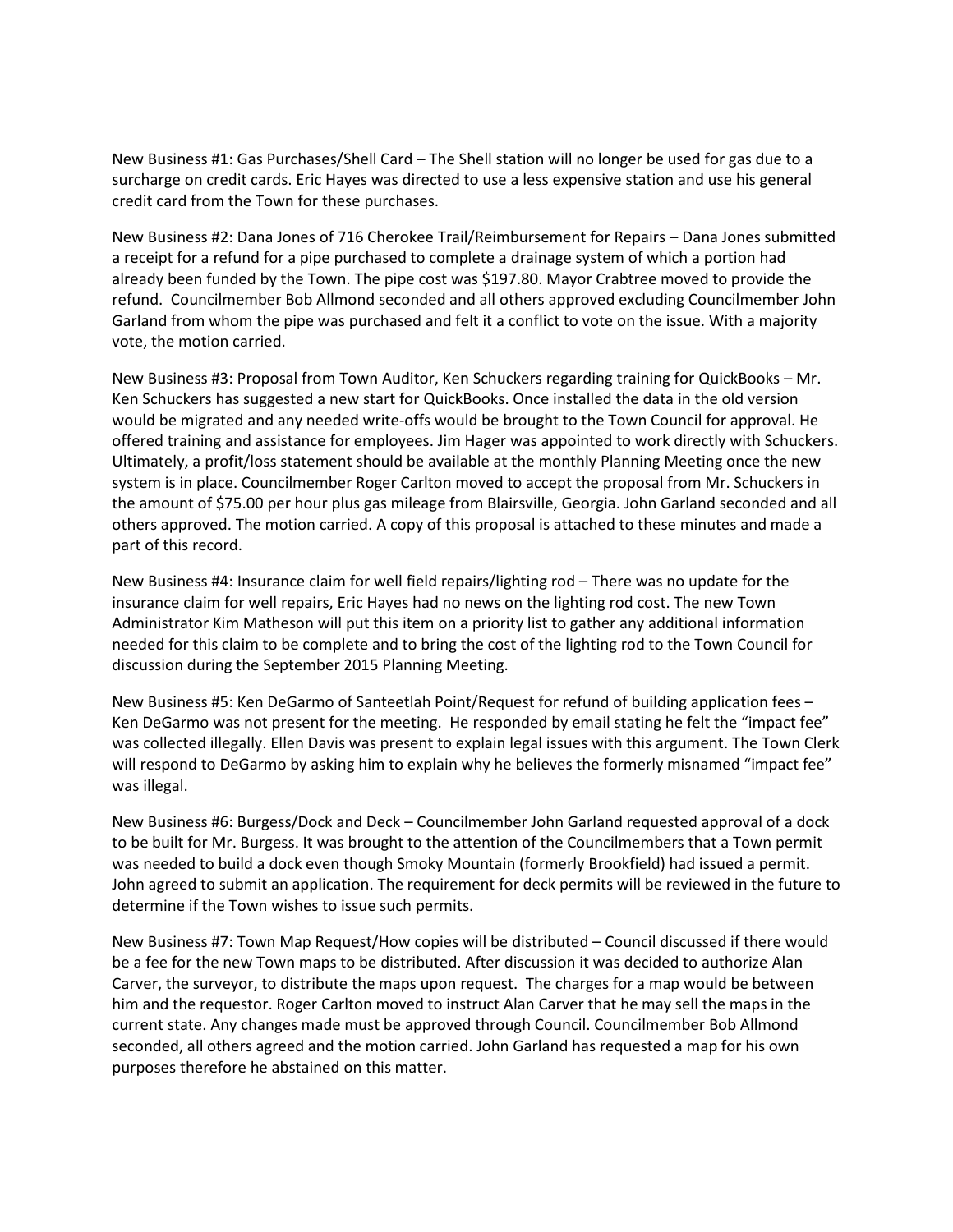New Business #1: Gas Purchases/Shell Card – The Shell station will no longer be used for gas due to a surcharge on credit cards. Eric Hayes was directed to use a less expensive station and use his general credit card from the Town for these purchases.

New Business #2: Dana Jones of 716 Cherokee Trail/Reimbursement for Repairs – Dana Jones submitted a receipt for a refund for a pipe purchased to complete a drainage system of which a portion had already been funded by the Town. The pipe cost was $197.80. Mayor Crabtree moved to provide the refund. Councilmember Bob Allmond seconded and all others approved excluding Councilmember John Garland from whom the pipe was purchased and felt it a conflict to vote on the issue. With a majority vote, the motion carried.

New Business #3: Proposal from Town Auditor, Ken Schuckers regarding training for QuickBooks – Mr. Ken Schuckers has suggested a new start for QuickBooks. Once installed the data in the old version would be migrated and any needed write-offs would be brought to the Town Council for approval. He offered training and assistance for employees. Jim Hager was appointed to work directly with Schuckers. Ultimately, a profit/loss statement should be available at the monthly Planning Meeting once the new system is in place. Councilmember Roger Carlton moved to accept the proposal from Mr. Schuckers in the amount of $75.00 per hour plus gas mileage from Blairsville, Georgia. John Garland seconded and all others approved. The motion carried. A copy of this proposal is attached to these minutes and made a part of this record.

New Business #4: Insurance claim for well field repairs/lighting rod – There was no update for the insurance claim for well repairs, Eric Hayes had no news on the lighting rod cost. The new Town Administrator Kim Matheson will put this item on a priority list to gather any additional information needed for this claim to be complete and to bring the cost of the lighting rod to the Town Council for discussion during the September 2015 Planning Meeting.

New Business #5: Ken DeGarmo of Santeetlah Point/Request for refund of building application fees – Ken DeGarmo was not present for the meeting. He responded by email stating he felt the "impact fee" was collected illegally. Ellen Davis was present to explain legal issues with this argument. The Town Clerk will respond to DeGarmo by asking him to explain why he believes the formerly misnamed "impact fee" was illegal.

New Business #6: Burgess/Dock and Deck – Councilmember John Garland requested approval of a dock to be built for Mr. Burgess. It was brought to the attention of the Councilmembers that a Town permit was needed to build a dock even though Smoky Mountain (formerly Brookfield) had issued a permit. John agreed to submit an application. The requirement for deck permits will be reviewed in the future to determine if the Town wishes to issue such permits.

New Business #7: Town Map Request/How copies will be distributed – Council discussed if there would be a fee for the new Town maps to be distributed. After discussion it was decided to authorize Alan Carver, the surveyor, to distribute the maps upon request. The charges for a map would be between him and the requestor. Roger Carlton moved to instruct Alan Carver that he may sell the maps in the current state. Any changes made must be approved through Council. Councilmember Bob Allmond seconded, all others agreed and the motion carried. John Garland has requested a map for his own purposes therefore he abstained on this matter.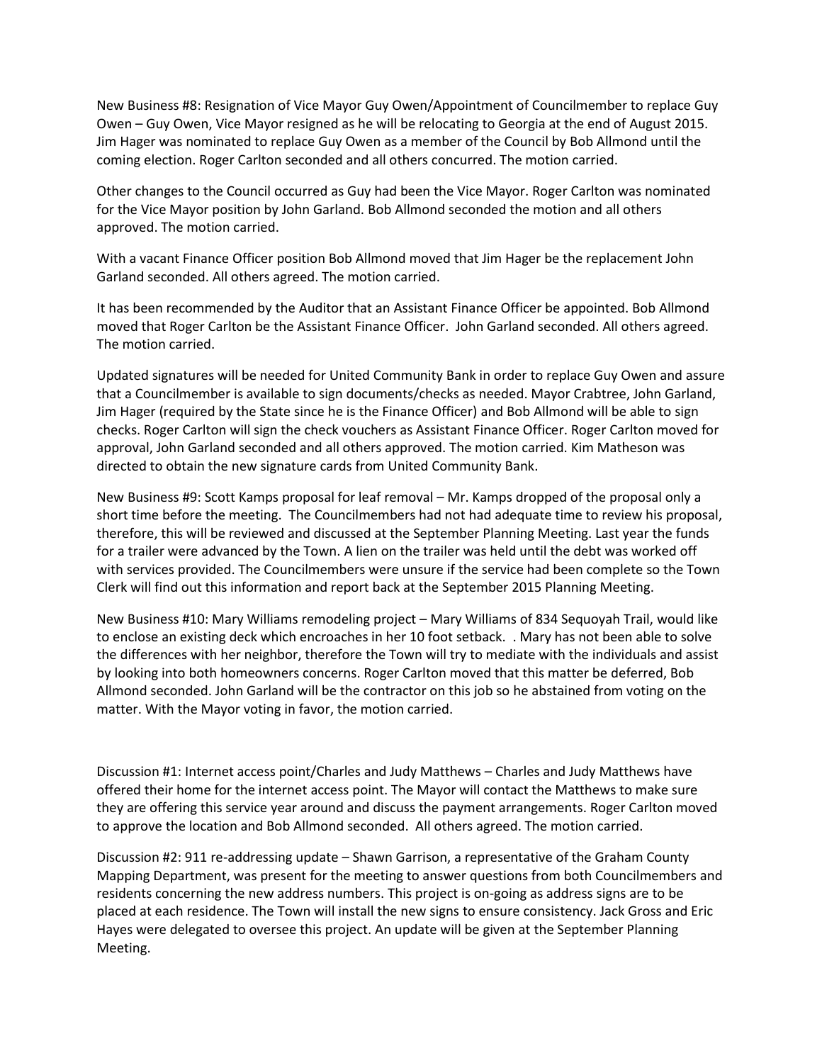New Business #8: Resignation of Vice Mayor Guy Owen/Appointment of Councilmember to replace Guy Owen – Guy Owen, Vice Mayor resigned as he will be relocating to Georgia at the end of August 2015. Jim Hager was nominated to replace Guy Owen as a member of the Council by Bob Allmond until the coming election. Roger Carlton seconded and all others concurred. The motion carried.

Other changes to the Council occurred as Guy had been the Vice Mayor. Roger Carlton was nominated for the Vice Mayor position by John Garland. Bob Allmond seconded the motion and all others approved. The motion carried.

With a vacant Finance Officer position Bob Allmond moved that Jim Hager be the replacement John Garland seconded. All others agreed. The motion carried.

It has been recommended by the Auditor that an Assistant Finance Officer be appointed. Bob Allmond moved that Roger Carlton be the Assistant Finance Officer. John Garland seconded. All others agreed. The motion carried.

Updated signatures will be needed for United Community Bank in order to replace Guy Owen and assure that a Councilmember is available to sign documents/checks as needed. Mayor Crabtree, John Garland, Jim Hager (required by the State since he is the Finance Officer) and Bob Allmond will be able to sign checks. Roger Carlton will sign the check vouchers as Assistant Finance Officer. Roger Carlton moved for approval, John Garland seconded and all others approved. The motion carried. Kim Matheson was directed to obtain the new signature cards from United Community Bank.

New Business #9: Scott Kamps proposal for leaf removal – Mr. Kamps dropped of the proposal only a short time before the meeting. The Councilmembers had not had adequate time to review his proposal, therefore, this will be reviewed and discussed at the September Planning Meeting. Last year the funds for a trailer were advanced by the Town. A lien on the trailer was held until the debt was worked off with services provided. The Councilmembers were unsure if the service had been complete so the Town Clerk will find out this information and report back at the September 2015 Planning Meeting.

New Business #10: Mary Williams remodeling project – Mary Williams of 834 Sequoyah Trail, would like to enclose an existing deck which encroaches in her 10 foot setback. . Mary has not been able to solve the differences with her neighbor, therefore the Town will try to mediate with the individuals and assist by looking into both homeowners concerns. Roger Carlton moved that this matter be deferred, Bob Allmond seconded. John Garland will be the contractor on this job so he abstained from voting on the matter. With the Mayor voting in favor, the motion carried.

Discussion #1: Internet access point/Charles and Judy Matthews – Charles and Judy Matthews have offered their home for the internet access point. The Mayor will contact the Matthews to make sure they are offering this service year around and discuss the payment arrangements. Roger Carlton moved to approve the location and Bob Allmond seconded. All others agreed. The motion carried.

Discussion #2: 911 re-addressing update – Shawn Garrison, a representative of the Graham County Mapping Department, was present for the meeting to answer questions from both Councilmembers and residents concerning the new address numbers. This project is on-going as address signs are to be placed at each residence. The Town will install the new signs to ensure consistency. Jack Gross and Eric Hayes were delegated to oversee this project. An update will be given at the September Planning Meeting.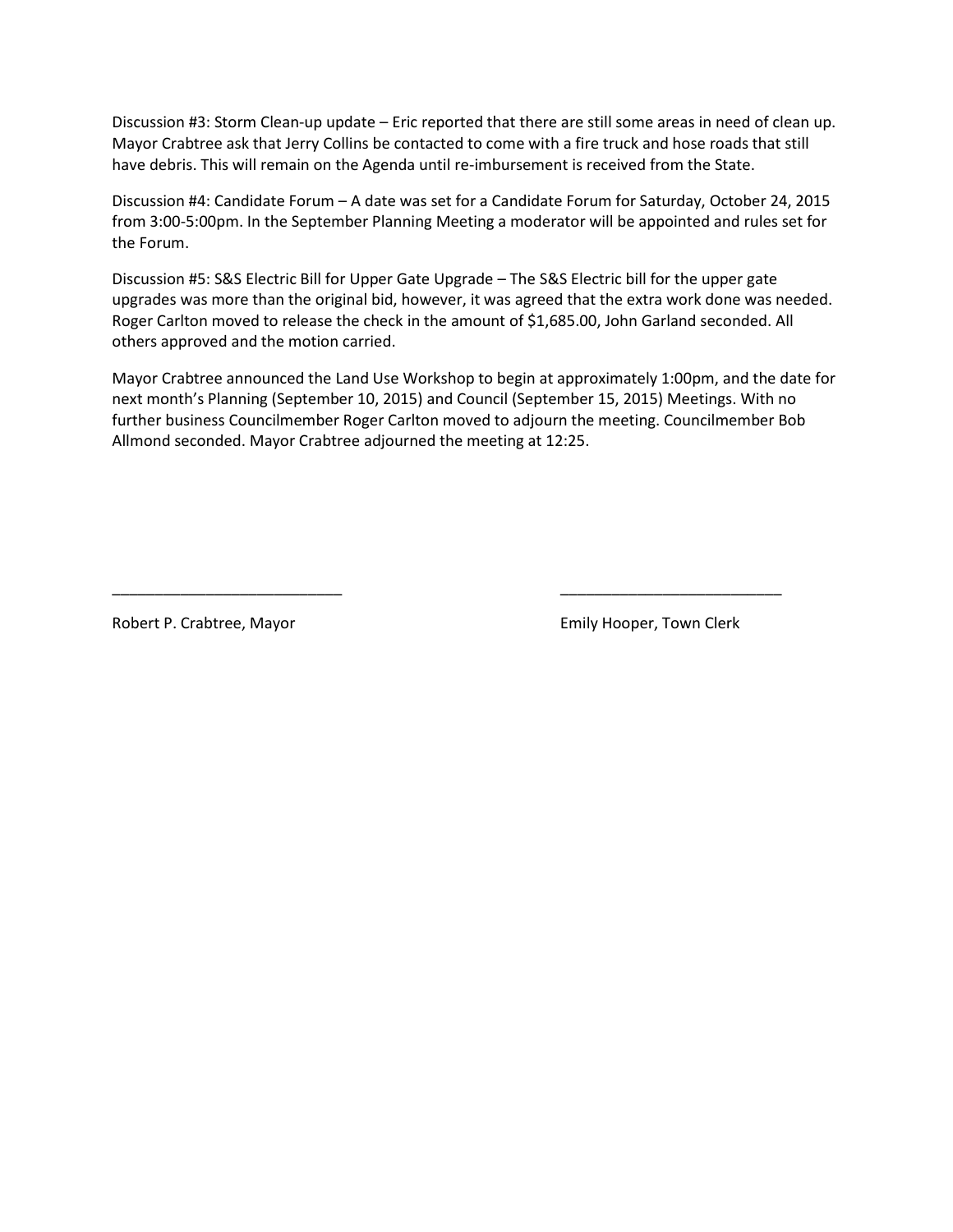Discussion #3: Storm Clean-up update – Eric reported that there are still some areas in need of clean up. Mayor Crabtree ask that Jerry Collins be contacted to come with a fire truck and hose roads that still have debris. This will remain on the Agenda until re-imbursement is received from the State.

Discussion #4: Candidate Forum – A date was set for a Candidate Forum for Saturday, October 24, 2015 from 3:00-5:00pm. In the September Planning Meeting a moderator will be appointed and rules set for the Forum.

Discussion #5: S&S Electric Bill for Upper Gate Upgrade – The S&S Electric bill for the upper gate upgrades was more than the original bid, however, it was agreed that the extra work done was needed. Roger Carlton moved to release the check in the amount of $1,685.00, John Garland seconded. All others approved and the motion carried.

Mayor Crabtree announced the Land Use Workshop to begin at approximately 1:00pm, and the date for next month's Planning (September 10, 2015) and Council (September 15, 2015) Meetings. With no further business Councilmember Roger Carlton moved to adjourn the meeting. Councilmember Bob Allmond seconded. Mayor Crabtree adjourned the meeting at 12:25.

\_\_\_\_\_\_\_\_\_\_\_\_\_\_\_\_\_\_\_\_\_\_\_\_\_\_\_\_

Robert P. Crabtree, Mayor

\_\_\_\_\_\_\_\_\_\_\_\_\_\_\_\_\_\_\_\_\_\_\_\_\_\_\_\_

Emily Hooper, Town Clerk